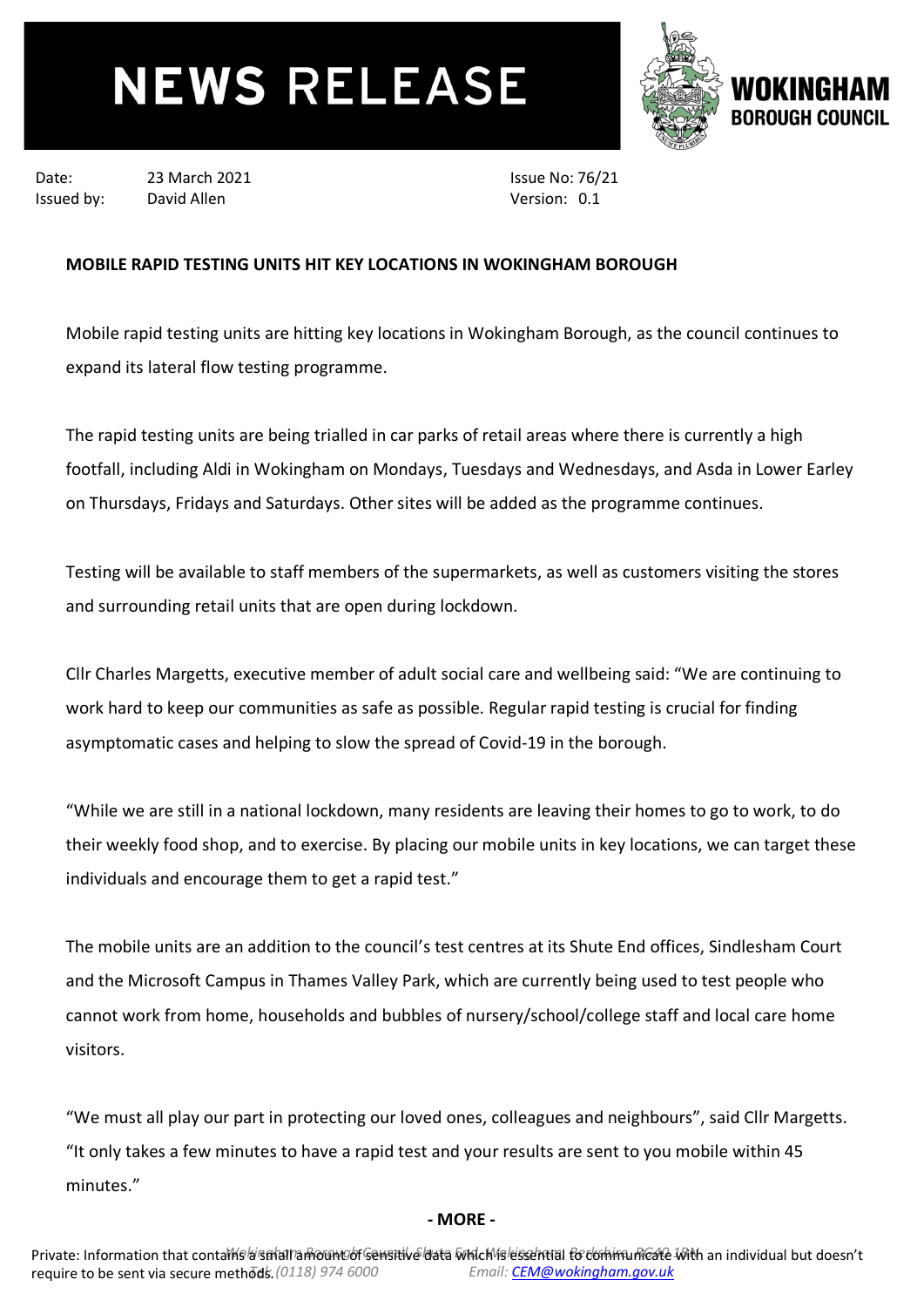# NEWS RELEASE

**WOKINGHAM BOROUGH COUNCIL**

Date: 23 March 2021
Issued by: David Allen

Issue No: 76/21
Version: 0.1

**MOBILE RAPID TESTING UNITS HIT KEY LOCATIONS IN WOKINGHAM BOROUGH**

Mobile rapid testing units are hitting key locations in Wokingham Borough, as the council continues to expand its lateral flow testing programme.

The rapid testing units are being trialled in car parks of retail areas where there is currently a high footfall, including Aldi in Wokingham on Mondays, Tuesdays and Wednesdays, and Asda in Lower Earley on Thursdays, Fridays and Saturdays. Other sites will be added as the programme continues.

Testing will be available to staff members of the supermarkets, as well as customers visiting the stores and surrounding retail units that are open during lockdown.

Cllr Charles Margetts, executive member of adult social care and wellbeing said: "We are continuing to work hard to keep our communities as safe as possible. Regular rapid testing is crucial for finding asymptomatic cases and helping to slow the spread of Covid-19 in the borough.

"While we are still in a national lockdown, many residents are leaving their homes to go to work, to do their weekly food shop, and to exercise. By placing our mobile units in key locations, we can target these individuals and encourage them to get a rapid test."

The mobile units are an addition to the council's test centres at its Shute End offices, Sindlesham Court and the Microsoft Campus in Thames Valley Park, which are currently being used to test people who cannot work from home, households and bubbles of nursery/school/college staff and local care home visitors.

"We must all play our part in protecting our loved ones, colleagues and neighbours", said Cllr Margetts. "It only takes a few minutes to have a rapid test and your results are sent to you mobile within 45 minutes."

**- MORE -**

*Wokingham Borough Council, Shute End, Wokingham, Berkshire, RG40 1BN*
*Tel: (0118) 974 6000* *Email: CEM@wokingham.gov.uk*

Private: Information that contains a small amount of sensitive data which is essential to communicate with an individual but doesn't require to be sent via secure methods.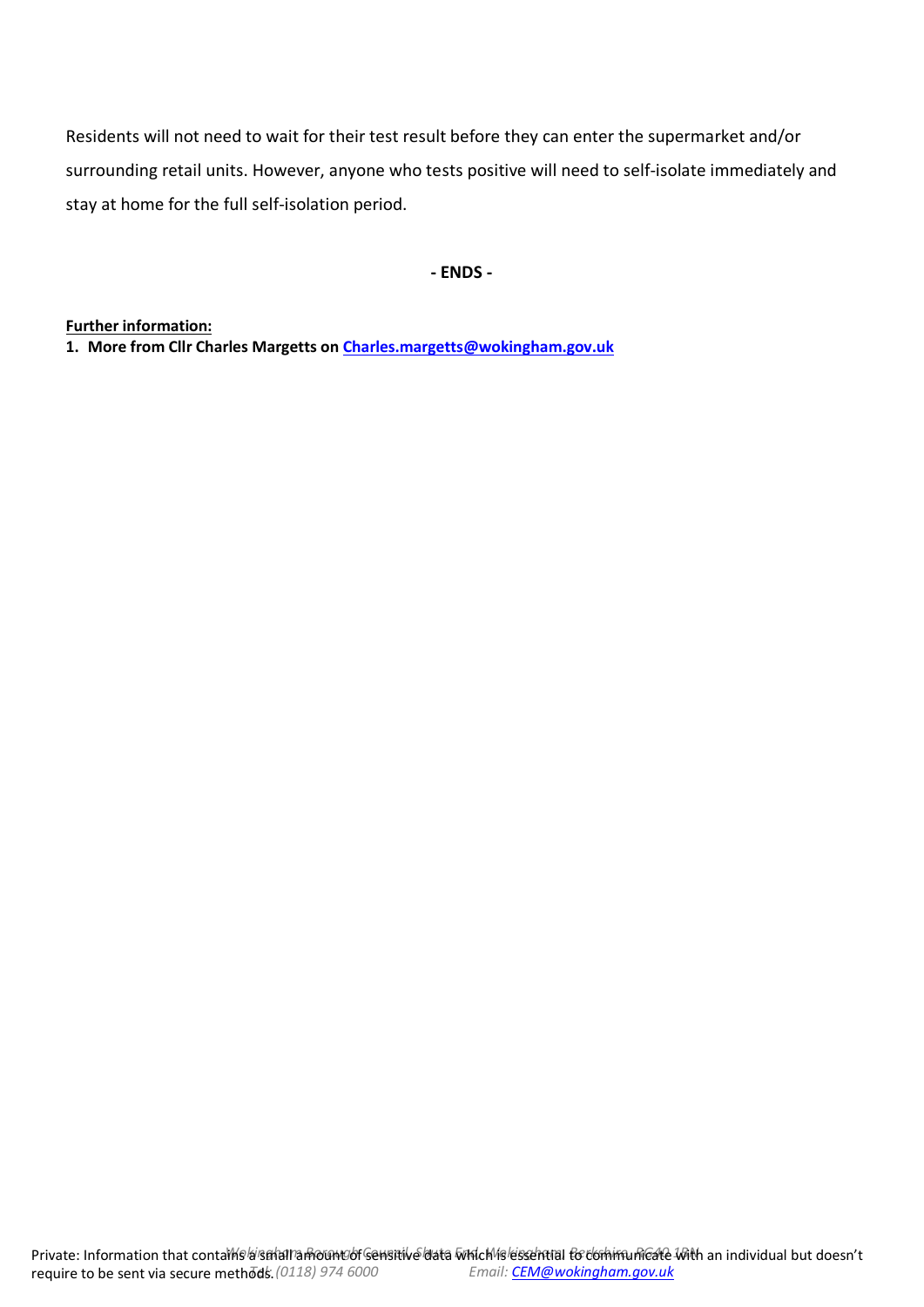Residents will not need to wait for their test result before they can enter the supermarket and/or surrounding retail units. However, anyone who tests positive will need to self-isolate immediately and stay at home for the full self-isolation period.

**- ENDS -**

**Further information:**

1. **More from Cllr Charles Margetts on Charles.margetts@wokingham.gov.uk**